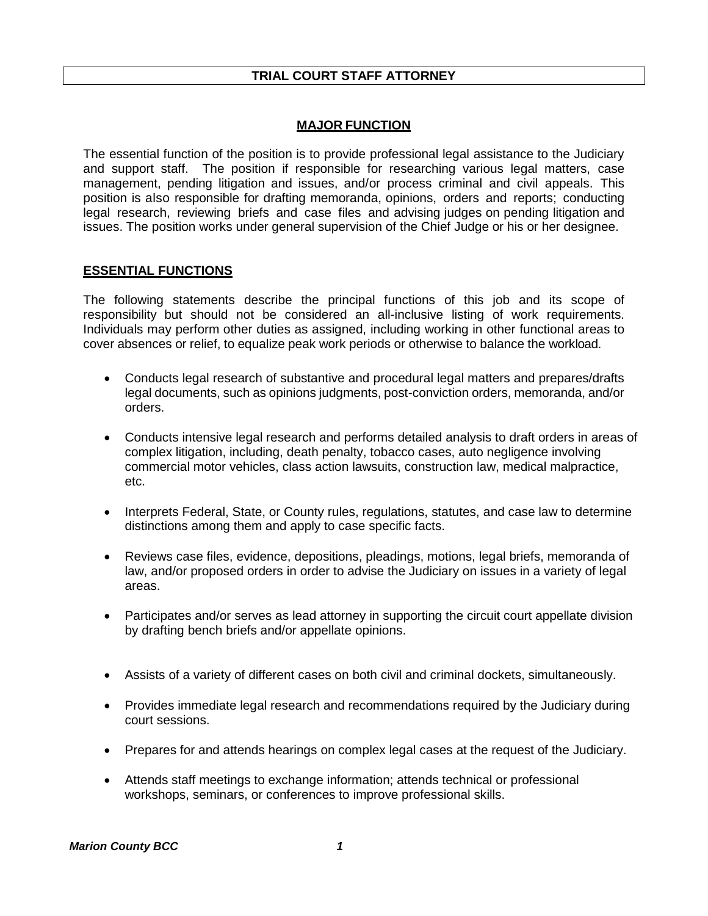# TRIAL COURT STAFF ATTORNEY

## MAJOR FUNCTION

The essential function of the position is to provide professional legal assistance to the Judiciary and support staff. The position if responsible for researching various legal matters, case management, pending litigation and issues, and/or process criminal and civil appeals. This position is also responsible for drafting memoranda, opinions, orders and reports; conducting legal research, reviewing briefs and case files and advising judges on pending litigation and issues. The position works under general supervision of the Chief Judge or his or her designee.

## ESSENTIAL FUNCTIONS

The following statements describe the principal functions of this job and its scope of responsibility but should not be considered an all-inclusive listing of work requirements. Individuals may perform other duties as assigned, including working in other functional areas to cover absences or relief, to equalize peak work periods or otherwise to balance the workload.

- Conducts legal research of substantive and procedural legal matters and prepares/drafts legal documents, such as opinions judgments, post-conviction orders, memoranda, and/or orders.
- Conducts intensive legal research and performs detailed analysis to draft orders in areas of complex litigation, including, death penalty, tobacco cases, auto negligence involving commercial motor vehicles, class action lawsuits, construction law, medical malpractice, etc.
- Interprets Federal, State, or County rules, regulations, statutes, and case law to determine distinctions among them and apply to case specific facts.
- Reviews case files, evidence, depositions, pleadings, motions, legal briefs, memoranda of law, and/or proposed orders in order to advise the Judiciary on issues in a variety of legal areas.
- Participates and/or serves as lead attorney in supporting the circuit court appellate division by drafting bench briefs and/or appellate opinions.
- Assists of a variety of different cases on both civil and criminal dockets, simultaneously.
- Provides immediate legal research and recommendations required by the Judiciary during court sessions.
- Prepares for and attends hearings on complex legal cases at the request of the Judiciary.
- Attends staff meetings to exchange information; attends technical or professional workshops, seminars, or conferences to improve professional skills.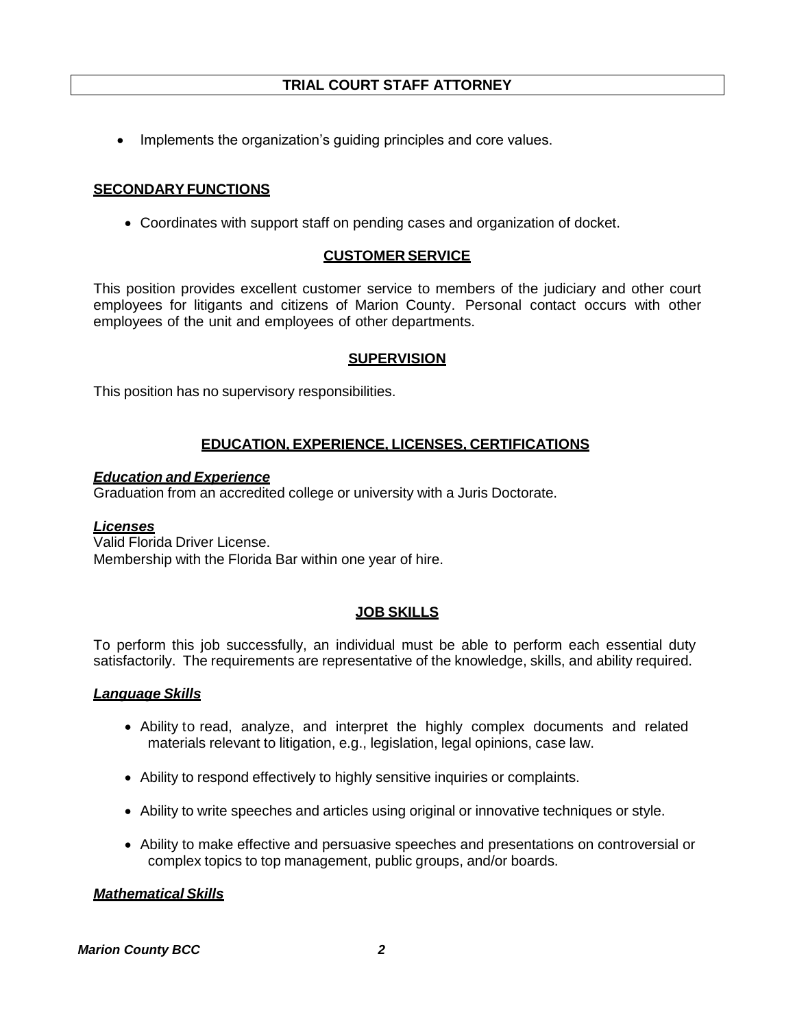- Implements the organization's guiding principles and core values.

## SECONDARY FUNCTIONS

- Coordinates with support staff on pending cases and organization of docket.

## CUSTOMER SERVICE

This position provides excellent customer service to members of the judiciary and other court employees for litigants and citizens of Marion County. Personal contact occurs with other employees of the unit and employees of other departments.

## SUPERVISION

This position has no supervisory responsibilities.

## EDUCATION, EXPERIENCE, LICENSES, CERTIFICATIONS

***Education and Experience***
Graduation from an accredited college or university with a Juris Doctorate.

***Licenses***
Valid Florida Driver License.
Membership with the Florida Bar within one year of hire.

## JOB SKILLS

To perform this job successfully, an individual must be able to perform each essential duty satisfactorily. The requirements are representative of the knowledge, skills, and ability required.

***Language Skills***

- Ability to read, analyze, and interpret the highly complex documents and related materials relevant to litigation, e.g., legislation, legal opinions, case law.
- Ability to respond effectively to highly sensitive inquiries or complaints.
- Ability to write speeches and articles using original or innovative techniques or style.
- Ability to make effective and persuasive speeches and presentations on controversial or complex topics to top management, public groups, and/or boards.

***Mathematical Skills***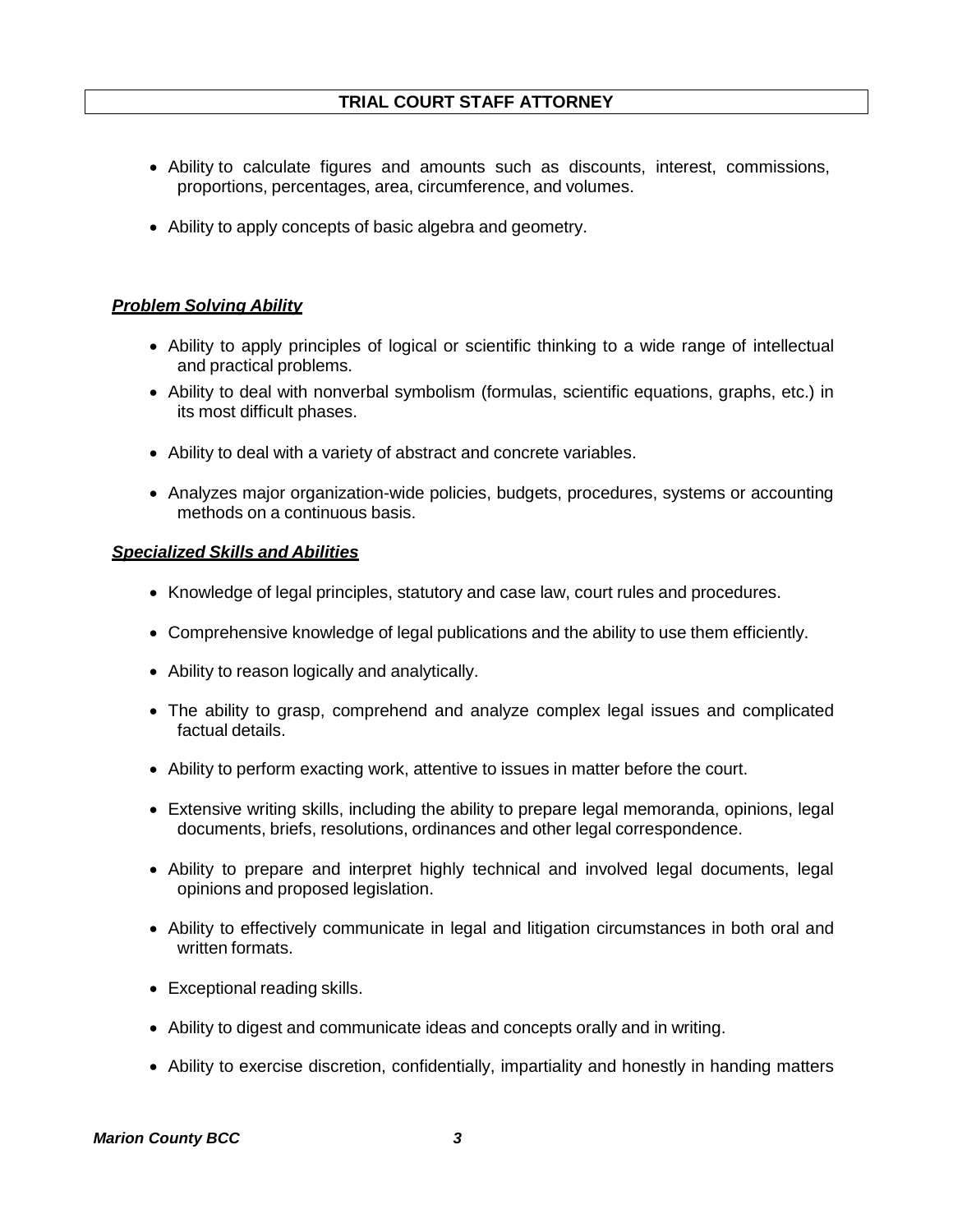- Ability to calculate figures and amounts such as discounts, interest, commissions, proportions, percentages, area, circumference, and volumes.
- Ability to apply concepts of basic algebra and geometry.

***Problem Solving Ability***

- Ability to apply principles of logical or scientific thinking to a wide range of intellectual and practical problems.
- Ability to deal with nonverbal symbolism (formulas, scientific equations, graphs, etc.) in its most difficult phases.
- Ability to deal with a variety of abstract and concrete variables.
- Analyzes major organization-wide policies, budgets, procedures, systems or accounting methods on a continuous basis.

***Specialized Skills and Abilities***

- Knowledge of legal principles, statutory and case law, court rules and procedures.
- Comprehensive knowledge of legal publications and the ability to use them efficiently.
- Ability to reason logically and analytically.
- The ability to grasp, comprehend and analyze complex legal issues and complicated factual details.
- Ability to perform exacting work, attentive to issues in matter before the court.
- Extensive writing skills, including the ability to prepare legal memoranda, opinions, legal documents, briefs, resolutions, ordinances and other legal correspondence.
- Ability to prepare and interpret highly technical and involved legal documents, legal opinions and proposed legislation.
- Ability to effectively communicate in legal and litigation circumstances in both oral and written formats.
- Exceptional reading skills.
- Ability to digest and communicate ideas and concepts orally and in writing.
- Ability to exercise discretion, confidentially, impartiality and honestly in handing matters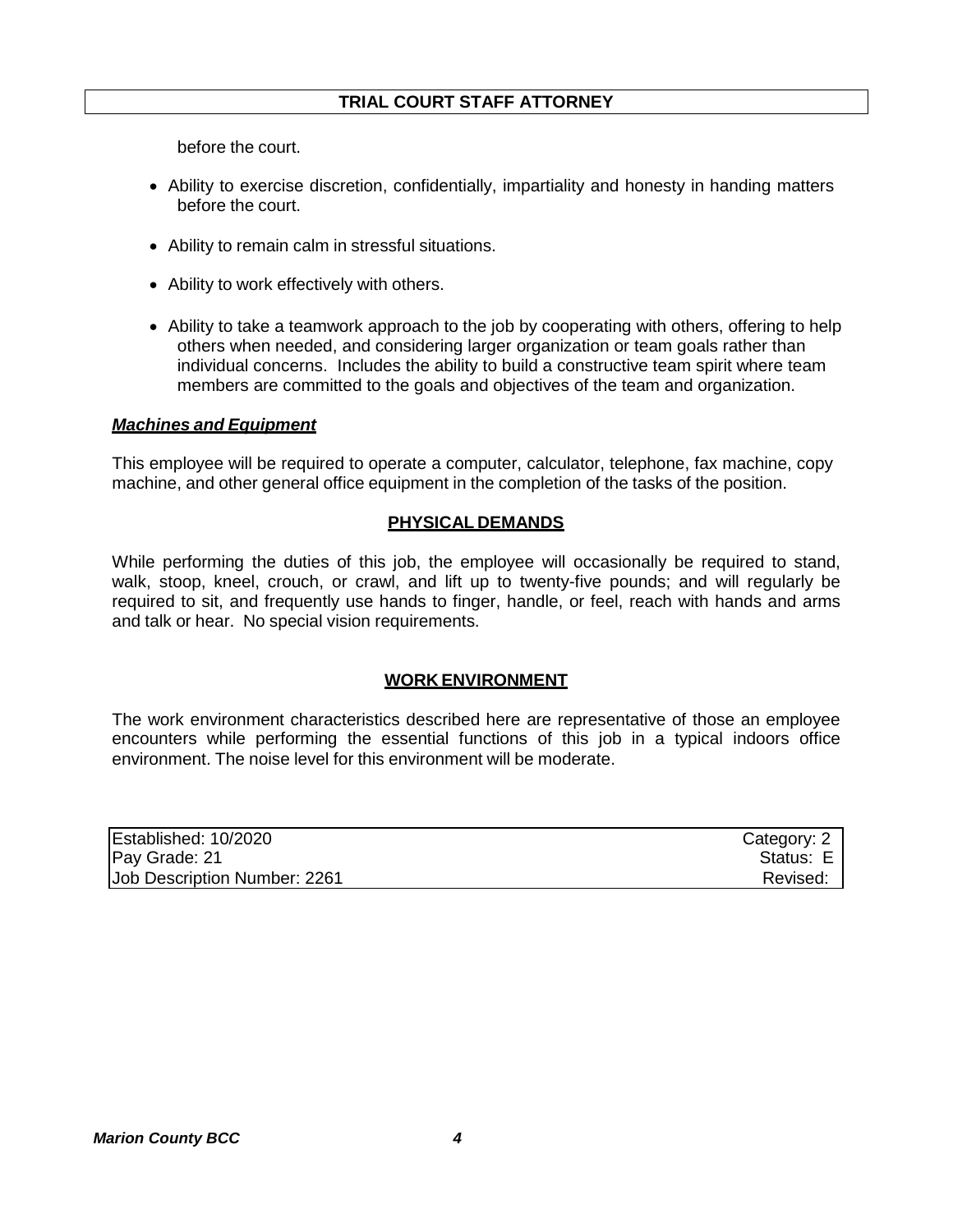before the court.

- Ability to exercise discretion, confidentially, impartiality and honesty in handing matters before the court.
- Ability to remain calm in stressful situations.
- Ability to work effectively with others.
- Ability to take a teamwork approach to the job by cooperating with others, offering to help others when needed, and considering larger organization or team goals rather than individual concerns. Includes the ability to build a constructive team spirit where team members are committed to the goals and objectives of the team and organization.

***Machines and Equipment***

This employee will be required to operate a computer, calculator, telephone, fax machine, copy machine, and other general office equipment in the completion of the tasks of the position.

## PHYSICAL DEMANDS

While performing the duties of this job, the employee will occasionally be required to stand, walk, stoop, kneel, crouch, or crawl, and lift up to twenty-five pounds; and will regularly be required to sit, and frequently use hands to finger, handle, or feel, reach with hands and arms and talk or hear. No special vision requirements.

## WORK ENVIRONMENT

The work environment characteristics described here are representative of those an employee encounters while performing the essential functions of this job in a typical indoors office environment. The noise level for this environment will be moderate.

| | |
|---|---|
| Established: 10/2020 | Category: 2 |
| Pay Grade: 21 | Status: E |
| Job Description Number: 2261 | Revised: |